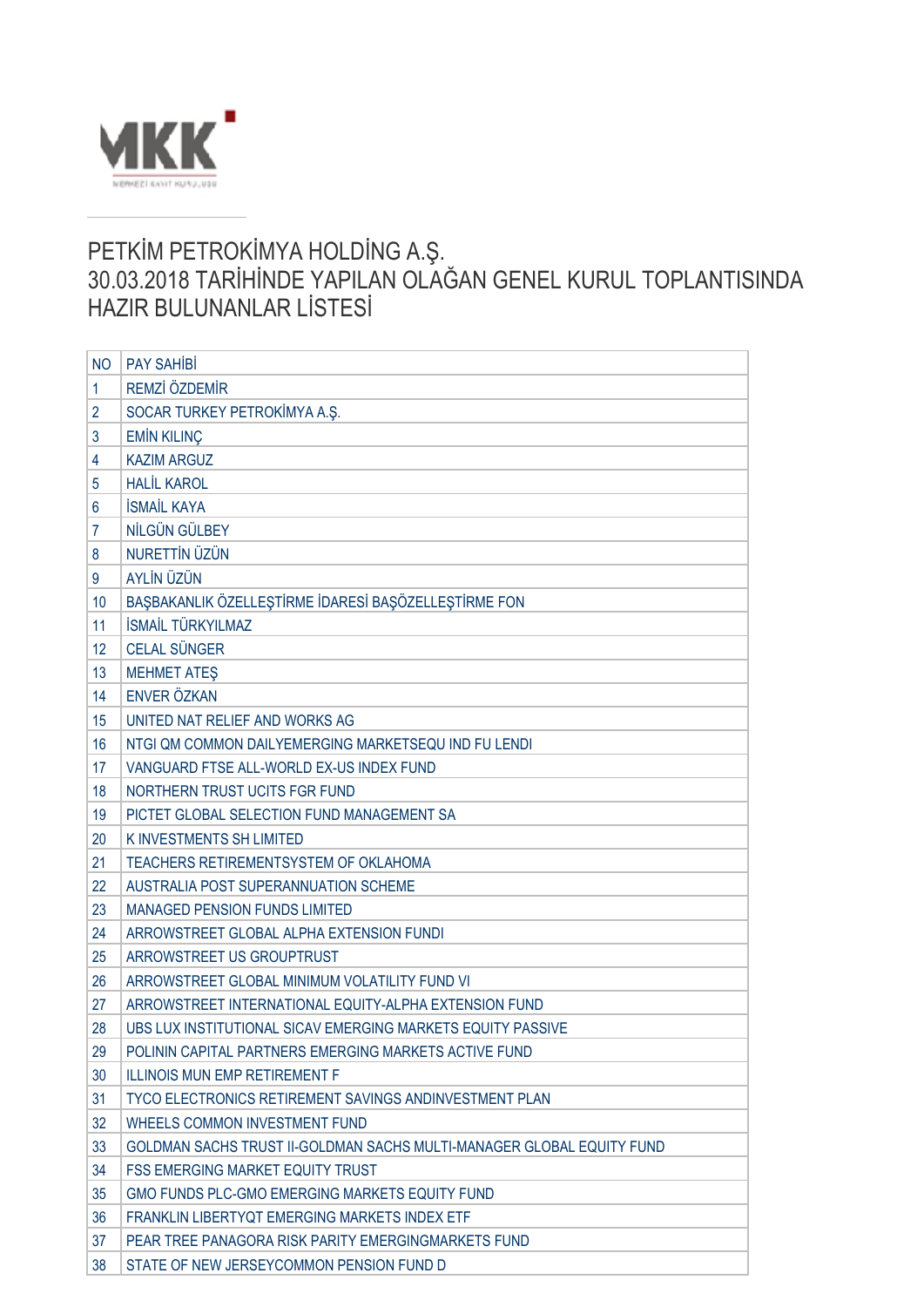MKK
MERKEZİ KAYIT KURULUŞU

# PETKİM PETROKİMYA HOLDİNG A.Ş.
# 30.03.2018 TARİHİNDE YAPILAN OLAĞAN GENEL KURUL TOPLANTISINDA HAZIR BULUNANLAR LİSTESİ

| NO | PAY SAHİBİ |
|---|---|
| 1 | REMZİ ÖZDEMİR |
| 2 | SOCAR TURKEY PETROKİMYA A.Ş. |
| 3 | EMİN KILINÇ |
| 4 | KAZIM ARGUZ |
| 5 | HALİL KAROL |
| 6 | İSMAİL KAYA |
| 7 | NİLGÜN GÜLBEY |
| 8 | NURETTİN ÜZÜN |
| 9 | AYLİN ÜZÜN |
| 10 | BAŞBAKANLIK ÖZELLEŞTİRME İDARESİ BAŞÖZELLEŞTİRME FON |
| 11 | İSMAİL TÜRKYILMAZ |
| 12 | CELAL SÜNGER |
| 13 | MEHMET ATEŞ |
| 14 | ENVER ÖZKAN |
| 15 | UNITED NAT RELIEF AND WORKS AG |
| 16 | NTGI QM COMMON DAILYEMERGING MARKETSEQU IND FU LENDI |
| 17 | VANGUARD FTSE ALL-WORLD EX-US INDEX FUND |
| 18 | NORTHERN TRUST UCITS FGR FUND |
| 19 | PICTET GLOBAL SELECTION FUND MANAGEMENT SA |
| 20 | K INVESTMENTS SH LIMITED |
| 21 | TEACHERS RETIREMENTSYSTEM OF OKLAHOMA |
| 22 | AUSTRALIA POST SUPERANNUATION SCHEME |
| 23 | MANAGED PENSION FUNDS LIMITED |
| 24 | ARROWSTREET GLOBAL ALPHA EXTENSION FUNDI |
| 25 | ARROWSTREET US GROUPTRUST |
| 26 | ARROWSTREET GLOBAL MINIMUM VOLATILITY FUND VI |
| 27 | ARROWSTREET INTERNATIONAL EQUITY-ALPHA EXTENSION FUND |
| 28 | UBS LUX INSTITUTIONAL SICAV EMERGING MARKETS EQUITY PASSIVE |
| 29 | POLININ CAPITAL PARTNERS EMERGING MARKETS ACTIVE FUND |
| 30 | ILLINOIS MUN EMP RETIREMENT F |
| 31 | TYCO ELECTRONICS RETIREMENT SAVINGS ANDINVESTMENT PLAN |
| 32 | WHEELS COMMON INVESTMENT FUND |
| 33 | GOLDMAN SACHS TRUST II-GOLDMAN SACHS MULTI-MANAGER GLOBAL EQUITY FUND |
| 34 | FSS EMERGING MARKET EQUITY TRUST |
| 35 | GMO FUNDS PLC-GMO EMERGING MARKETS EQUITY FUND |
| 36 | FRANKLIN LIBERTYQT EMERGING MARKETS INDEX ETF |
| 37 | PEAR TREE PANAGORA RISK PARITY EMERGINGMARKETS FUND |
| 38 | STATE OF NEW JERSEYCOMMON PENSION FUND D |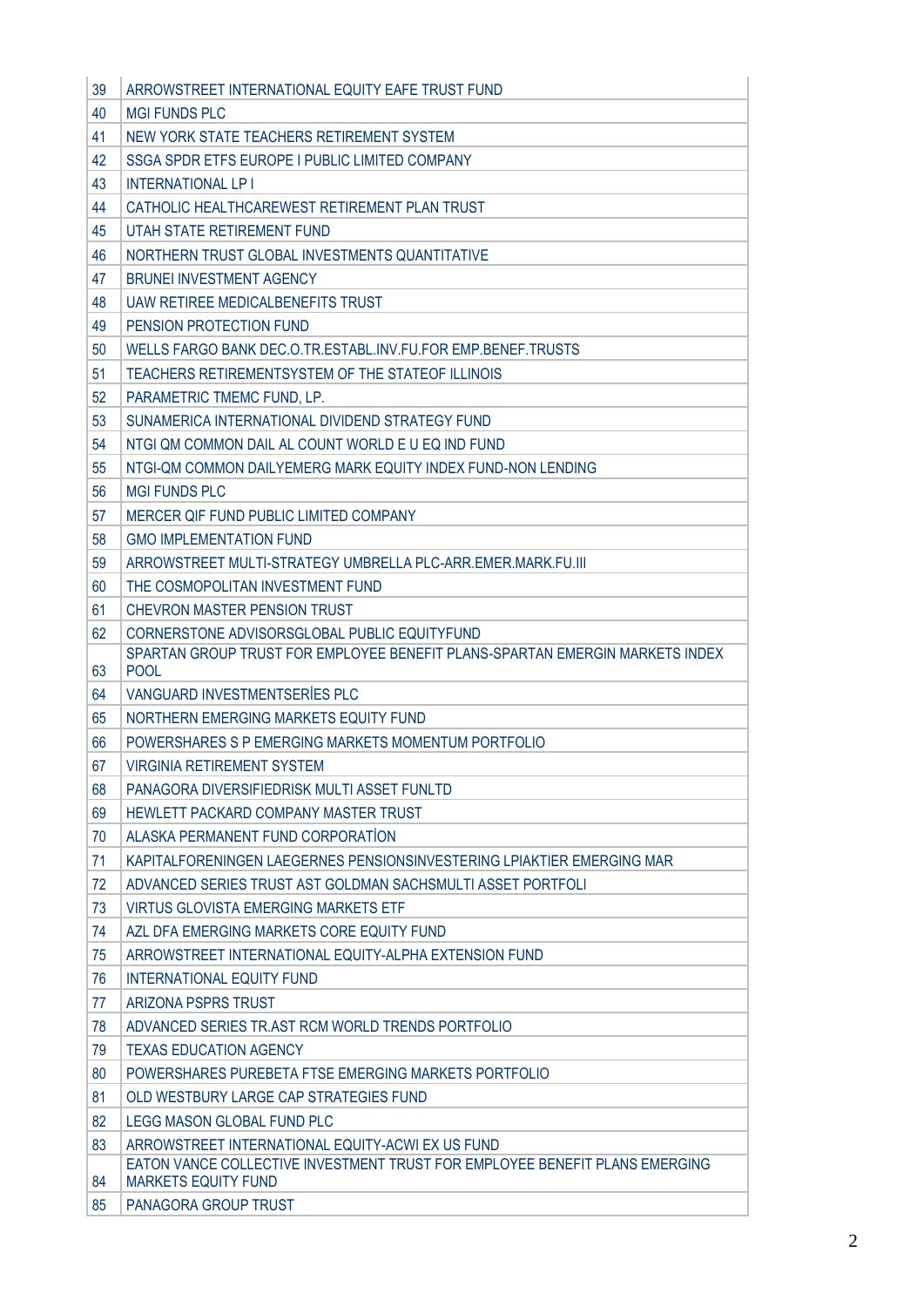| 39 | ARROWSTREET INTERNATIONAL EQUITY EAFE TRUST FUND |
|---|---|
| 40 | MGI FUNDS PLC |
| 41 | NEW YORK STATE TEACHERS RETIREMENT SYSTEM |
| 42 | SSGA SPDR ETFS EUROPE I PUBLIC LIMITED COMPANY |
| 43 | INTERNATIONAL LP I |
| 44 | CATHOLIC HEALTHCAREWEST RETIREMENT PLAN TRUST |
| 45 | UTAH STATE RETIREMENT FUND |
| 46 | NORTHERN TRUST GLOBAL INVESTMENTS QUANTITATIVE |
| 47 | BRUNEI INVESTMENT AGENCY |
| 48 | UAW RETIREE MEDICALBENEFITS TRUST |
| 49 | PENSION PROTECTION FUND |
| 50 | WELLS FARGO BANK DEC.O.TR.ESTABL.INV.FU.FOR EMP.BENEF.TRUSTS |
| 51 | TEACHERS RETIREMENTSYSTEM OF THE STATEOF ILLINOIS |
| 52 | PARAMETRIC TMEMC FUND, LP. |
| 53 | SUNAMERICA INTERNATIONAL DIVIDEND STRATEGY FUND |
| 54 | NTGI QM COMMON DAIL AL COUNT WORLD E U EQ IND FUND |
| 55 | NTGI-QM COMMON DAILYEMERG MARK EQUITY INDEX FUND-NON LENDING |
| 56 | MGI FUNDS PLC |
| 57 | MERCER QIF FUND PUBLIC LIMITED COMPANY |
| 58 | GMO IMPLEMENTATION FUND |
| 59 | ARROWSTREET MULTI-STRATEGY UMBRELLA PLC-ARR.EMER.MARK.FU.III |
| 60 | THE COSMOPOLITAN INVESTMENT FUND |
| 61 | CHEVRON MASTER PENSION TRUST |
| 62 | CORNERSTONE ADVISORSGLOBAL PUBLIC EQUITYFUND |
| 63 | SPARTAN GROUP TRUST FOR EMPLOYEE BENEFIT PLANS-SPARTAN EMERGIN MARKETS INDEX POOL |
| 64 | VANGUARD INVESTMENTSERİES PLC |
| 65 | NORTHERN EMERGING MARKETS EQUITY FUND |
| 66 | POWERSHARES S P EMERGING MARKETS MOMENTUM PORTFOLIO |
| 67 | VIRGINIA RETIREMENT SYSTEM |
| 68 | PANAGORA DIVERSIFIEDRISK MULTI ASSET FUNLTD |
| 69 | HEWLETT PACKARD COMPANY MASTER TRUST |
| 70 | ALASKA PERMANENT FUND CORPORATİON |
| 71 | KAPITALFORENINGEN LAEGERNES PENSIONSINVESTERING LPIAKTIER EMERGING MAR |
| 72 | ADVANCED SERIES TRUST AST GOLDMAN SACHSMULTI ASSET PORTFOLI |
| 73 | VIRTUS GLOVISTA EMERGING MARKETS ETF |
| 74 | AZL DFA EMERGING MARKETS CORE EQUITY FUND |
| 75 | ARROWSTREET INTERNATIONAL EQUITY-ALPHA EXTENSION FUND |
| 76 | INTERNATIONAL EQUITY FUND |
| 77 | ARIZONA PSPRS TRUST |
| 78 | ADVANCED SERIES TR.AST RCM WORLD TRENDS PORTFOLIO |
| 79 | TEXAS EDUCATION AGENCY |
| 80 | POWERSHARES PUREBETA FTSE EMERGING MARKETS PORTFOLIO |
| 81 | OLD WESTBURY LARGE CAP STRATEGIES FUND |
| 82 | LEGG MASON GLOBAL FUND PLC |
| 83 | ARROWSTREET INTERNATIONAL EQUITY-ACWI EX US FUND |
| 84 | EATON VANCE COLLECTIVE INVESTMENT TRUST FOR EMPLOYEE BENEFIT PLANS EMERGING MARKETS EQUITY FUND |
| 85 | PANAGORA GROUP TRUST |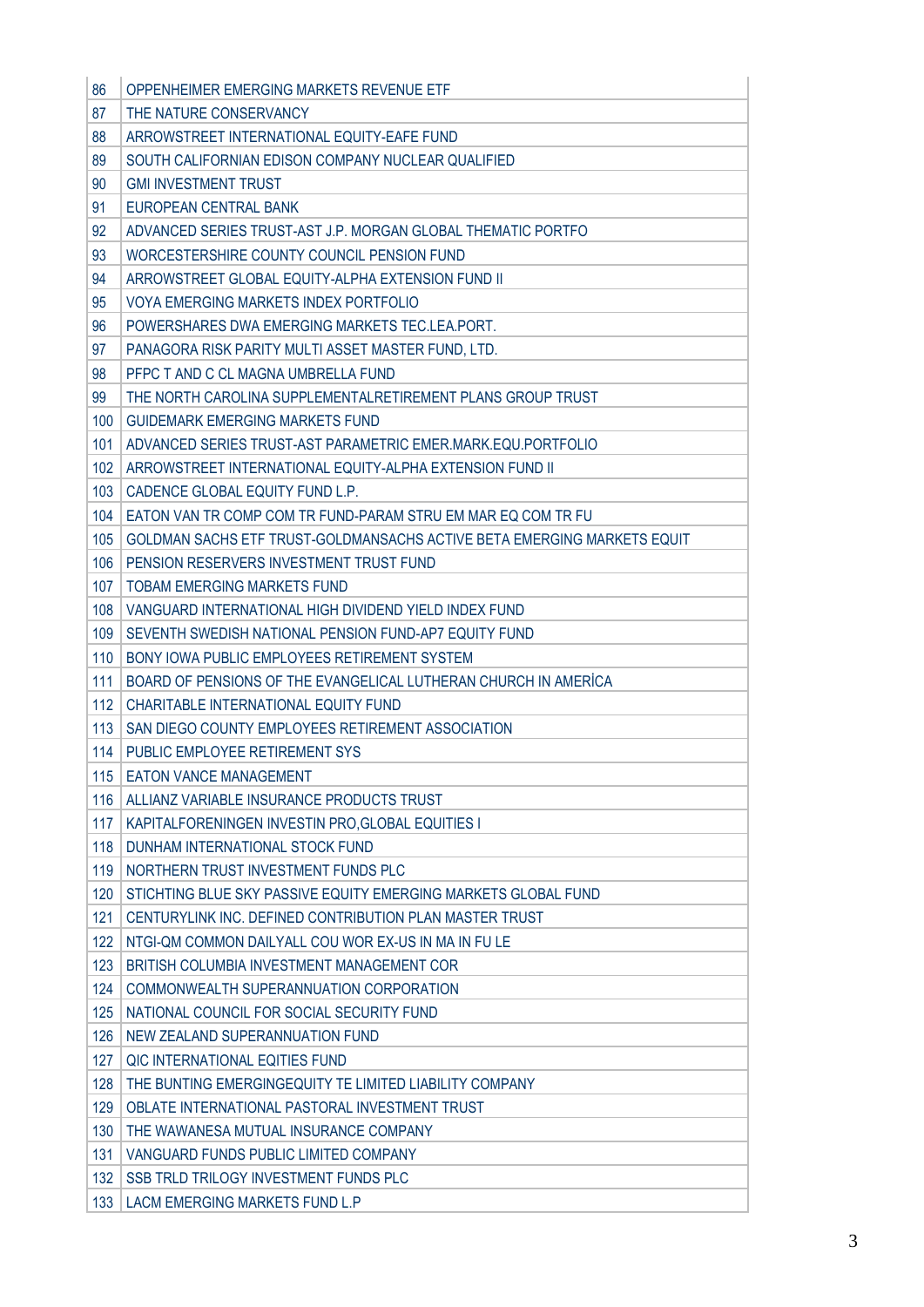| | |
|---|---|
| 86 | OPPENHEIMER EMERGING MARKETS REVENUE ETF |
| 87 | THE NATURE CONSERVANCY |
| 88 | ARROWSTREET INTERNATIONAL EQUITY-EAFE FUND |
| 89 | SOUTH CALIFORNIAN EDISON COMPANY NUCLEAR QUALIFIED |
| 90 | GMI INVESTMENT TRUST |
| 91 | EUROPEAN CENTRAL BANK |
| 92 | ADVANCED SERIES TRUST-AST J.P. MORGAN GLOBAL THEMATIC PORTFO |
| 93 | WORCESTERSHIRE COUNTY COUNCIL PENSION FUND |
| 94 | ARROWSTREET GLOBAL EQUITY-ALPHA EXTENSION FUND II |
| 95 | VOYA EMERGING MARKETS INDEX PORTFOLIO |
| 96 | POWERSHARES DWA EMERGING MARKETS TEC.LEA.PORT. |
| 97 | PANAGORA RISK PARITY MULTI ASSET MASTER FUND, LTD. |
| 98 | PFPC T AND C CL MAGNA UMBRELLA FUND |
| 99 | THE NORTH CAROLINA SUPPLEMENTALRETIREMENT PLANS GROUP TRUST |
| 100 | GUIDEMARK EMERGING MARKETS FUND |
| 101 | ADVANCED SERIES TRUST-AST PARAMETRIC EMER.MARK.EQU.PORTFOLIO |
| 102 | ARROWSTREET INTERNATIONAL EQUITY-ALPHA EXTENSION FUND II |
| 103 | CADENCE GLOBAL EQUITY FUND L.P. |
| 104 | EATON VAN TR COMP COM TR FUND-PARAM STRU EM MAR EQ COM TR FU |
| 105 | GOLDMAN SACHS ETF TRUST-GOLDMANSACHS ACTIVE BETA EMERGING MARKETS EQUIT |
| 106 | PENSION RESERVERS INVESTMENT TRUST FUND |
| 107 | TOBAM EMERGING MARKETS FUND |
| 108 | VANGUARD INTERNATIONAL HIGH DIVIDEND YIELD INDEX FUND |
| 109 | SEVENTH SWEDISH NATIONAL PENSION FUND-AP7 EQUITY FUND |
| 110 | BONY IOWA PUBLIC EMPLOYEES RETIREMENT SYSTEM |
| 111 | BOARD OF PENSIONS OF THE EVANGELICAL LUTHERAN CHURCH IN AMERİCA |
| 112 | CHARITABLE INTERNATIONAL EQUITY FUND |
| 113 | SAN DIEGO COUNTY EMPLOYEES RETIREMENT ASSOCIATION |
| 114 | PUBLIC EMPLOYEE RETIREMENT SYS |
| 115 | EATON VANCE MANAGEMENT |
| 116 | ALLIANZ VARIABLE INSURANCE PRODUCTS TRUST |
| 117 | KAPITALFORENINGEN INVESTIN PRO,GLOBAL EQUITIES I |
| 118 | DUNHAM INTERNATIONAL STOCK FUND |
| 119 | NORTHERN TRUST INVESTMENT FUNDS PLC |
| 120 | STICHTING BLUE SKY PASSIVE EQUITY EMERGING MARKETS GLOBAL FUND |
| 121 | CENTURYLINK INC. DEFINED CONTRIBUTION PLAN MASTER TRUST |
| 122 | NTGI-QM COMMON DAILYALL COU WOR EX-US IN MA IN FU LE |
| 123 | BRITISH COLUMBIA INVESTMENT MANAGEMENT COR |
| 124 | COMMONWEALTH SUPERANNUATION CORPORATION |
| 125 | NATIONAL COUNCIL FOR SOCIAL SECURITY FUND |
| 126 | NEW ZEALAND SUPERANNUATION FUND |
| 127 | QIC INTERNATIONAL EQITIES FUND |
| 128 | THE BUNTING EMERGINGEQUITY TE LIMITED LIABILITY COMPANY |
| 129 | OBLATE INTERNATIONAL PASTORAL INVESTMENT TRUST |
| 130 | THE WAWANESA MUTUAL INSURANCE COMPANY |
| 131 | VANGUARD FUNDS PUBLIC LIMITED COMPANY |
| 132 | SSB TRLD TRILOGY INVESTMENT FUNDS PLC |
| 133 | LACM EMERGING MARKETS FUND L.P |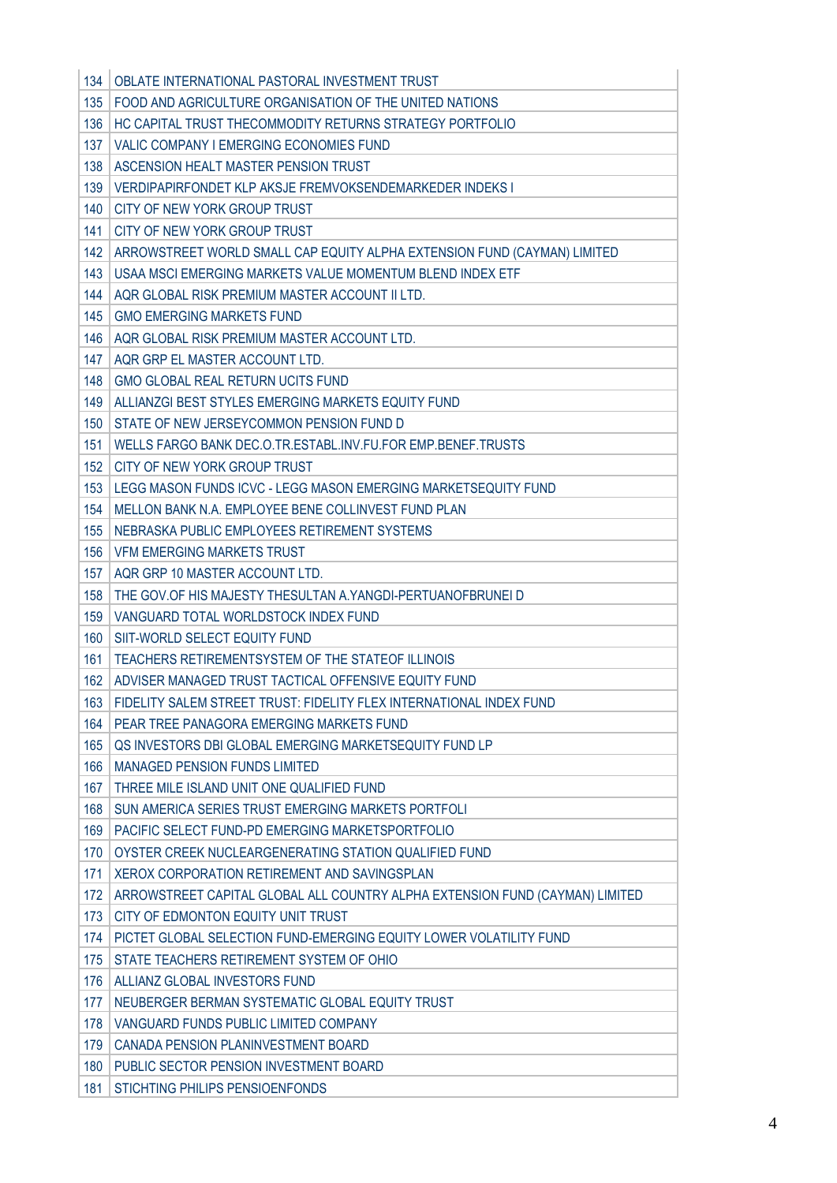| | |
|---|---|
| 134 | OBLATE INTERNATIONAL PASTORAL INVESTMENT TRUST |
| 135 | FOOD AND AGRICULTURE ORGANISATION OF THE UNITED NATIONS |
| 136 | HC CAPITAL TRUST THECOMMODITY RETURNS STRATEGY PORTFOLIO |
| 137 | VALIC COMPANY I EMERGING ECONOMIES FUND |
| 138 | ASCENSION HEALT MASTER PENSION TRUST |
| 139 | VERDIPAPIRFONDET KLP AKSJE FREMVOKSENDEMARKEDER INDEKS I |
| 140 | CITY OF NEW YORK GROUP TRUST |
| 141 | CITY OF NEW YORK GROUP TRUST |
| 142 | ARROWSTREET WORLD SMALL CAP EQUITY ALPHA EXTENSION FUND (CAYMAN) LIMITED |
| 143 | USAA MSCI EMERGING MARKETS VALUE MOMENTUM BLEND INDEX ETF |
| 144 | AQR GLOBAL RISK PREMIUM MASTER ACCOUNT II LTD. |
| 145 | GMO EMERGING MARKETS FUND |
| 146 | AQR GLOBAL RISK PREMIUM MASTER ACCOUNT LTD. |
| 147 | AQR GRP EL MASTER ACCOUNT LTD. |
| 148 | GMO GLOBAL REAL RETURN UCITS FUND |
| 149 | ALLIANZGI BEST STYLES EMERGING MARKETS EQUITY FUND |
| 150 | STATE OF NEW JERSEYCOMMON PENSION FUND D |
| 151 | WELLS FARGO BANK DEC.O.TR.ESTABL.INV.FU.FOR EMP.BENEF.TRUSTS |
| 152 | CITY OF NEW YORK GROUP TRUST |
| 153 | LEGG MASON FUNDS ICVC - LEGG MASON EMERGING MARKETSEQUITY FUND |
| 154 | MELLON BANK N.A. EMPLOYEE BENE COLLINVEST FUND PLAN |
| 155 | NEBRASKA PUBLIC EMPLOYEES RETIREMENT SYSTEMS |
| 156 | VFM EMERGING MARKETS TRUST |
| 157 | AQR GRP 10 MASTER ACCOUNT LTD. |
| 158 | THE GOV.OF HIS MAJESTY THESULTAN A.YANGDI-PERTUANOFBRUNEI D |
| 159 | VANGUARD TOTAL WORLDSTOCK INDEX FUND |
| 160 | SIIT-WORLD SELECT EQUITY FUND |
| 161 | TEACHERS RETIREMENTSYSTEM OF THE STATEOF ILLINOIS |
| 162 | ADVISER MANAGED TRUST TACTICAL OFFENSIVE EQUITY FUND |
| 163 | FIDELITY SALEM STREET TRUST: FIDELITY FLEX INTERNATIONAL INDEX FUND |
| 164 | PEAR TREE PANAGORA EMERGING MARKETS FUND |
| 165 | QS INVESTORS DBI GLOBAL EMERGING MARKETSEQUITY FUND LP |
| 166 | MANAGED PENSION FUNDS LIMITED |
| 167 | THREE MILE ISLAND UNIT ONE QUALIFIED FUND |
| 168 | SUN AMERICA SERIES TRUST EMERGING MARKETS PORTFOLI |
| 169 | PACIFIC SELECT FUND-PD EMERGING MARKETSPORTFOLIO |
| 170 | OYSTER CREEK NUCLEARGENERATING STATION QUALIFIED FUND |
| 171 | XEROX CORPORATION RETIREMENT AND SAVINGSPLAN |
| 172 | ARROWSTREET CAPITAL GLOBAL ALL COUNTRY ALPHA EXTENSION FUND (CAYMAN) LIMITED |
| 173 | CITY OF EDMONTON EQUITY UNIT TRUST |
| 174 | PICTET GLOBAL SELECTION FUND-EMERGING EQUITY LOWER VOLATILITY FUND |
| 175 | STATE TEACHERS RETIREMENT SYSTEM OF OHIO |
| 176 | ALLIANZ GLOBAL INVESTORS FUND |
| 177 | NEUBERGER BERMAN SYSTEMATIC GLOBAL EQUITY TRUST |
| 178 | VANGUARD FUNDS PUBLIC LIMITED COMPANY |
| 179 | CANADA PENSION PLANINVESTMENT BOARD |
| 180 | PUBLIC SECTOR PENSION INVESTMENT BOARD |
| 181 | STICHTING PHILIPS PENSIOENFONDS |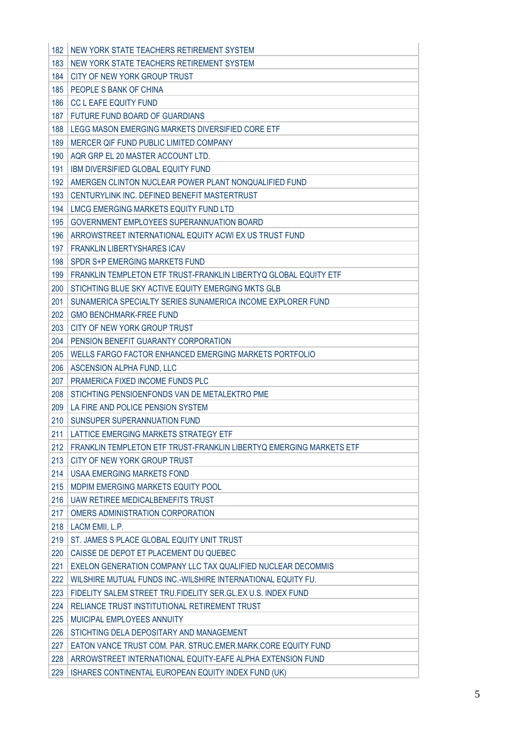| 182 | NEW YORK STATE TEACHERS RETIREMENT SYSTEM |
|---|---|
| 183 | NEW YORK STATE TEACHERS RETIREMENT SYSTEM |
| 184 | CITY OF NEW YORK GROUP TRUST |
| 185 | PEOPLE S BANK OF CHINA |
| 186 | CC L EAFE EQUITY FUND |
| 187 | FUTURE FUND BOARD OF GUARDIANS |
| 188 | LEGG MASON EMERGING MARKETS DIVERSIFIED CORE ETF |
| 189 | MERCER QIF FUND PUBLIC LIMITED COMPANY |
| 190 | AQR GRP EL 20 MASTER ACCOUNT LTD. |
| 191 | IBM DIVERSIFIED GLOBAL EQUITY FUND |
| 192 | AMERGEN CLINTON NUCLEAR POWER PLANT NONQUALIFIED FUND |
| 193 | CENTURYLINK INC. DEFINED BENEFIT MASTERTRUST |
| 194 | LMCG EMERGING MARKETS EQUITY FUND LTD |
| 195 | GOVERNMENT EMPLOYEES SUPERANNUATION BOARD |
| 196 | ARROWSTREET INTERNATIONAL EQUITY ACWI EX US TRUST FUND |
| 197 | FRANKLIN LIBERTYSHARES ICAV |
| 198 | SPDR S+P EMERGING MARKETS FUND |
| 199 | FRANKLIN TEMPLETON ETF TRUST-FRANKLIN LIBERTYQ GLOBAL EQUITY ETF |
| 200 | STICHTING BLUE SKY ACTIVE EQUITY EMERGING MKTS GLB |
| 201 | SUNAMERICA SPECIALTY SERIES SUNAMERICA INCOME EXPLORER FUND |
| 202 | GMO BENCHMARK-FREE FUND |
| 203 | CITY OF NEW YORK GROUP TRUST |
| 204 | PENSION BENEFIT GUARANTY CORPORATION |
| 205 | WELLS FARGO FACTOR ENHANCED EMERGING MARKETS PORTFOLIO |
| 206 | ASCENSION ALPHA FUND, LLC |
| 207 | PRAMERICA FIXED INCOME FUNDS PLC |
| 208 | STICHTING PENSIOENFONDS VAN DE METALEKTRO PME |
| 209 | LA FIRE AND POLICE PENSION SYSTEM |
| 210 | SUNSUPER SUPERANNUATION FUND |
| 211 | LATTICE EMERGING MARKETS STRATEGY ETF |
| 212 | FRANKLIN TEMPLETON ETF TRUST-FRANKLIN LIBERTYQ EMERGING MARKETS ETF |
| 213 | CITY OF NEW YORK GROUP TRUST |
| 214 | USAA EMERGING MARKETS FOND |
| 215 | MDPIM EMERGING MARKETS EQUITY POOL |
| 216 | UAW RETIREE MEDICALBENEFITS TRUST |
| 217 | OMERS ADMINISTRATION CORPORATION |
| 218 | LACM EMII, L.P. |
| 219 | ST. JAMES S PLACE GLOBAL EQUITY UNIT TRUST |
| 220 | CAISSE DE DEPOT ET PLACEMENT DU QUEBEC |
| 221 | EXELON GENERATION COMPANY LLC TAX QUALIFIED NUCLEAR DECOMMIS |
| 222 | WILSHIRE MUTUAL FUNDS INC.-WILSHIRE INTERNATIONAL EQUITY FU. |
| 223 | FIDELITY SALEM STREET TRU.FIDELITY SER.GL.EX U.S. INDEX FUND |
| 224 | RELIANCE TRUST INSTITUTIONAL RETIREMENT TRUST |
| 225 | MUICIPAL EMPLOYEES ANNUITY |
| 226 | STICHTING DELA DEPOSITARY AND MANAGEMENT |
| 227 | EATON VANCE TRUST COM. PAR. STRUC.EMER.MARK.CORE EQUITY FUND |
| 228 | ARROWSTREET INTERNATIONAL EQUITY-EAFE ALPHA EXTENSION FUND |
| 229 | ISHARES CONTINENTAL EUROPEAN EQUITY INDEX FUND (UK) |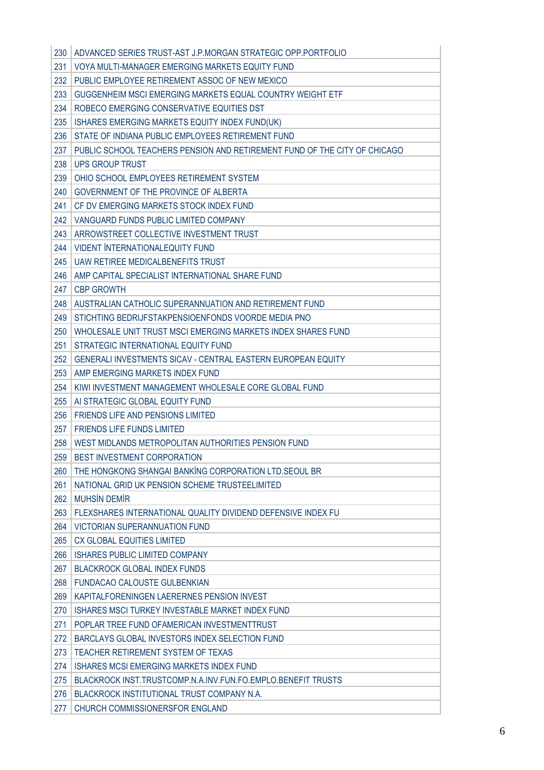| | |
|---|---|
| 230 | ADVANCED SERIES TRUST-AST J.P.MORGAN STRATEGIC OPP.PORTFOLIO |
| 231 | VOYA MULTI-MANAGER EMERGING MARKETS EQUITY FUND |
| 232 | PUBLIC EMPLOYEE RETIREMENT ASSOC OF NEW MEXICO |
| 233 | GUGGENHEIM MSCI EMERGING MARKETS EQUAL COUNTRY WEIGHT ETF |
| 234 | ROBECO EMERGING CONSERVATIVE EQUITIES DST |
| 235 | ISHARES EMERGING MARKETS EQUITY INDEX FUND(UK) |
| 236 | STATE OF INDIANA PUBLIC EMPLOYEES RETIREMENT FUND |
| 237 | PUBLIC SCHOOL TEACHERS PENSION AND RETIREMENT FUND OF THE CITY OF CHICAGO |
| 238 | UPS GROUP TRUST |
| 239 | OHIO SCHOOL EMPLOYEES RETIREMENT SYSTEM |
| 240 | GOVERNMENT OF THE PROVINCE OF ALBERTA |
| 241 | CF DV EMERGING MARKETS STOCK INDEX FUND |
| 242 | VANGUARD FUNDS PUBLIC LIMITED COMPANY |
| 243 | ARROWSTREET COLLECTIVE INVESTMENT TRUST |
| 244 | VIDENT İNTERNATIONALEQUITY FUND |
| 245 | UAW RETIREE MEDICALBENEFITS TRUST |
| 246 | AMP CAPITAL SPECIALIST INTERNATIONAL SHARE FUND |
| 247 | CBP GROWTH |
| 248 | AUSTRALIAN CATHOLIC SUPERANNUATION AND RETIREMENT FUND |
| 249 | STICHTING BEDRIJFSTAKPENSIOENFONDS VOORDE MEDIA PNO |
| 250 | WHOLESALE UNIT TRUST MSCI EMERGING MARKETS INDEX SHARES FUND |
| 251 | STRATEGIC INTERNATIONAL EQUITY FUND |
| 252 | GENERALI INVESTMENTS SICAV - CENTRAL EASTERN EUROPEAN EQUITY |
| 253 | AMP EMERGING MARKETS INDEX FUND |
| 254 | KIWI INVESTMENT MANAGEMENT WHOLESALE CORE GLOBAL FUND |
| 255 | AI STRATEGIC GLOBAL EQUITY FUND |
| 256 | FRIENDS LIFE AND PENSIONS LIMITED |
| 257 | FRIENDS LIFE FUNDS LIMITED |
| 258 | WEST MIDLANDS METROPOLITAN AUTHORITIES PENSION FUND |
| 259 | BEST INVESTMENT CORPORATION |
| 260 | THE HONGKONG SHANGAI BANKİNG CORPORATION LTD.SEOUL BR |
| 261 | NATIONAL GRID UK PENSION SCHEME TRUSTEELIMITED |
| 262 | MUHSİN DEMİR |
| 263 | FLEXSHARES INTERNATIONAL QUALITY DIVIDEND DEFENSIVE INDEX FU |
| 264 | VICTORIAN SUPERANNUATION FUND |
| 265 | CX GLOBAL EQUITIES LIMITED |
| 266 | ISHARES PUBLIC LIMITED COMPANY |
| 267 | BLACKROCK GLOBAL INDEX FUNDS |
| 268 | FUNDACAO CALOUSTE GULBENKIAN |
| 269 | KAPITALFORENINGEN LAERERNES PENSION INVEST |
| 270 | ISHARES MSCI TURKEY INVESTABLE MARKET INDEX FUND |
| 271 | POPLAR TREE FUND OFAMERICAN INVESTMENTTRUST |
| 272 | BARCLAYS GLOBAL INVESTORS INDEX SELECTION FUND |
| 273 | TEACHER RETIREMENT SYSTEM OF TEXAS |
| 274 | ISHARES MCSI EMERGING MARKETS INDEX FUND |
| 275 | BLACKROCK INST.TRUSTCOMP.N.A.INV.FUN.FO.EMPLO.BENEFIT TRUSTS |
| 276 | BLACKROCK INSTITUTIONAL TRUST COMPANY N.A. |
| 277 | CHURCH COMMISSIONERSFOR ENGLAND |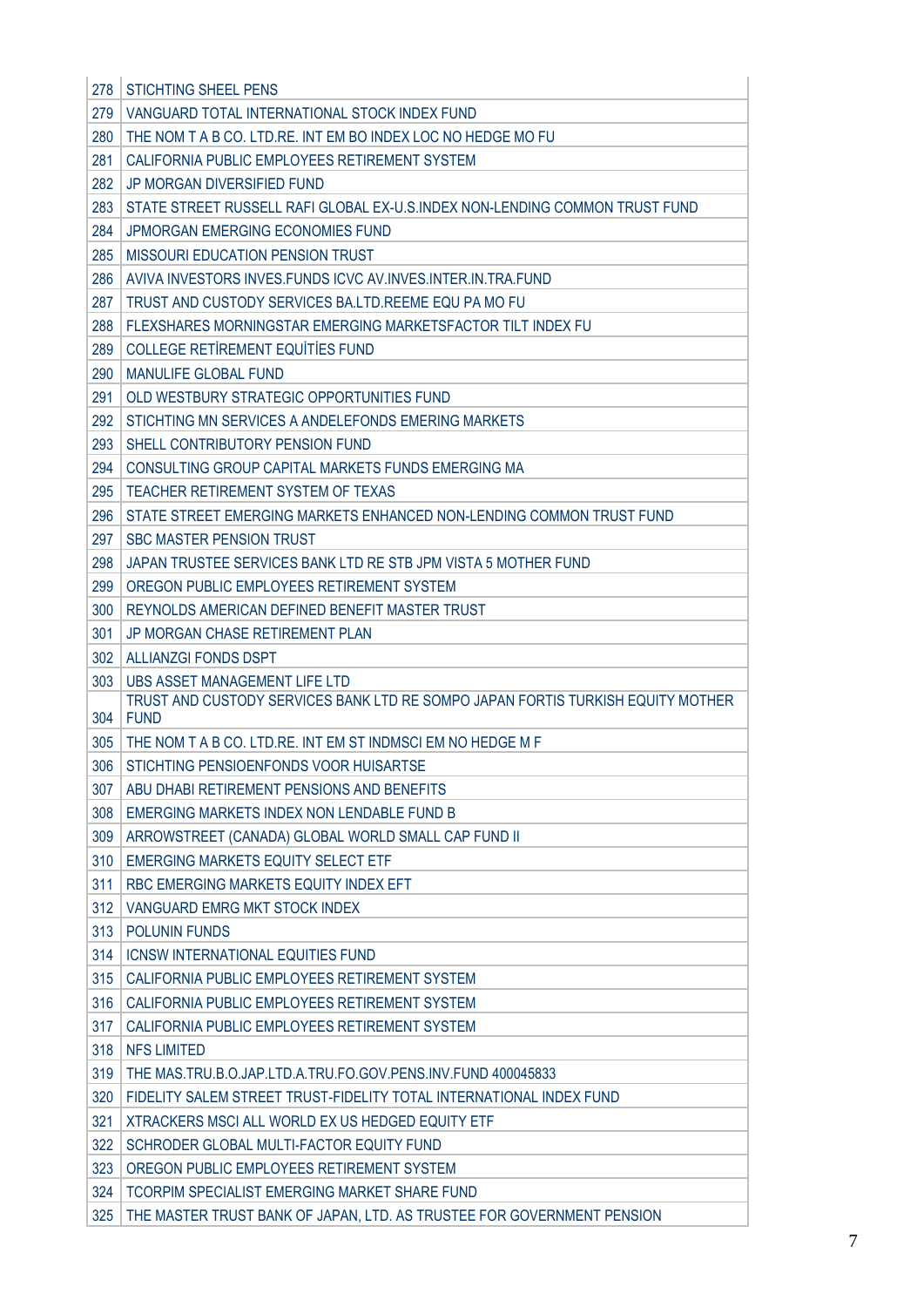| | |
|---|---|
| 278 | STICHTING SHEEL PENS |
| 279 | VANGUARD TOTAL INTERNATIONAL STOCK INDEX FUND |
| 280 | THE NOM T A B CO. LTD.RE. INT EM BO INDEX LOC NO HEDGE MO FU |
| 281 | CALIFORNIA PUBLIC EMPLOYEES RETIREMENT SYSTEM |
| 282 | JP MORGAN DIVERSIFIED FUND |
| 283 | STATE STREET RUSSELL RAFI GLOBAL EX-U.S.INDEX NON-LENDING COMMON TRUST FUND |
| 284 | JPMORGAN EMERGING ECONOMIES FUND |
| 285 | MISSOURI EDUCATION PENSION TRUST |
| 286 | AVIVA INVESTORS INVES.FUNDS ICVC AV.INVES.INTER.IN.TRA.FUND |
| 287 | TRUST AND CUSTODY SERVICES BA.LTD.REEME EQU PA MO FU |
| 288 | FLEXSHARES MORNINGSTAR EMERGING MARKETSFACTOR TILT INDEX FU |
| 289 | COLLEGE RETİREMENT EQUİTİES FUND |
| 290 | MANULIFE GLOBAL FUND |
| 291 | OLD WESTBURY STRATEGIC OPPORTUNITIES FUND |
| 292 | STICHTING MN SERVICES A ANDELEFONDS EMERING MARKETS |
| 293 | SHELL CONTRIBUTORY PENSION FUND |
| 294 | CONSULTING GROUP CAPITAL MARKETS FUNDS EMERGING MA |
| 295 | TEACHER RETIREMENT SYSTEM OF TEXAS |
| 296 | STATE STREET EMERGING MARKETS ENHANCED NON-LENDING COMMON TRUST FUND |
| 297 | SBC MASTER PENSION TRUST |
| 298 | JAPAN TRUSTEE SERVICES BANK LTD RE STB JPM VISTA 5 MOTHER FUND |
| 299 | OREGON PUBLIC EMPLOYEES RETIREMENT SYSTEM |
| 300 | REYNOLDS AMERICAN DEFINED BENEFIT MASTER TRUST |
| 301 | JP MORGAN CHASE RETIREMENT PLAN |
| 302 | ALLIANZGI FONDS DSPT |
| 303 | UBS ASSET MANAGEMENT LIFE LTD |
| 304 | TRUST AND CUSTODY SERVICES BANK LTD RE SOMPO JAPAN FORTIS TURKISH EQUITY MOTHER FUND |
| 305 | THE NOM T A B CO. LTD.RE. INT EM ST INDMSCI EM NO HEDGE M F |
| 306 | STICHTING PENSIOENFONDS VOOR HUISARTSE |
| 307 | ABU DHABI RETIREMENT PENSIONS AND BENEFITS |
| 308 | EMERGING MARKETS INDEX NON LENDABLE FUND B |
| 309 | ARROWSTREET (CANADA) GLOBAL WORLD SMALL CAP FUND II |
| 310 | EMERGING MARKETS EQUITY SELECT ETF |
| 311 | RBC EMERGING MARKETS EQUITY INDEX EFT |
| 312 | VANGUARD EMRG MKT STOCK INDEX |
| 313 | POLUNIN FUNDS |
| 314 | ICNSW INTERNATIONAL EQUITIES FUND |
| 315 | CALIFORNIA PUBLIC EMPLOYEES RETIREMENT SYSTEM |
| 316 | CALIFORNIA PUBLIC EMPLOYEES RETIREMENT SYSTEM |
| 317 | CALIFORNIA PUBLIC EMPLOYEES RETIREMENT SYSTEM |
| 318 | NFS LIMITED |
| 319 | THE MAS.TRU.B.O.JAP.LTD.A.TRU.FO.GOV.PENS.INV.FUND 400045833 |
| 320 | FIDELITY SALEM STREET TRUST-FIDELITY TOTAL INTERNATIONAL INDEX FUND |
| 321 | XTRACKERS MSCI ALL WORLD EX US HEDGED EQUITY ETF |
| 322 | SCHRODER GLOBAL MULTI-FACTOR EQUITY FUND |
| 323 | OREGON PUBLIC EMPLOYEES RETIREMENT SYSTEM |
| 324 | TCORPIM SPECIALIST EMERGING MARKET SHARE FUND |
| 325 | THE MASTER TRUST BANK OF JAPAN, LTD. AS TRUSTEE FOR GOVERNMENT PENSION |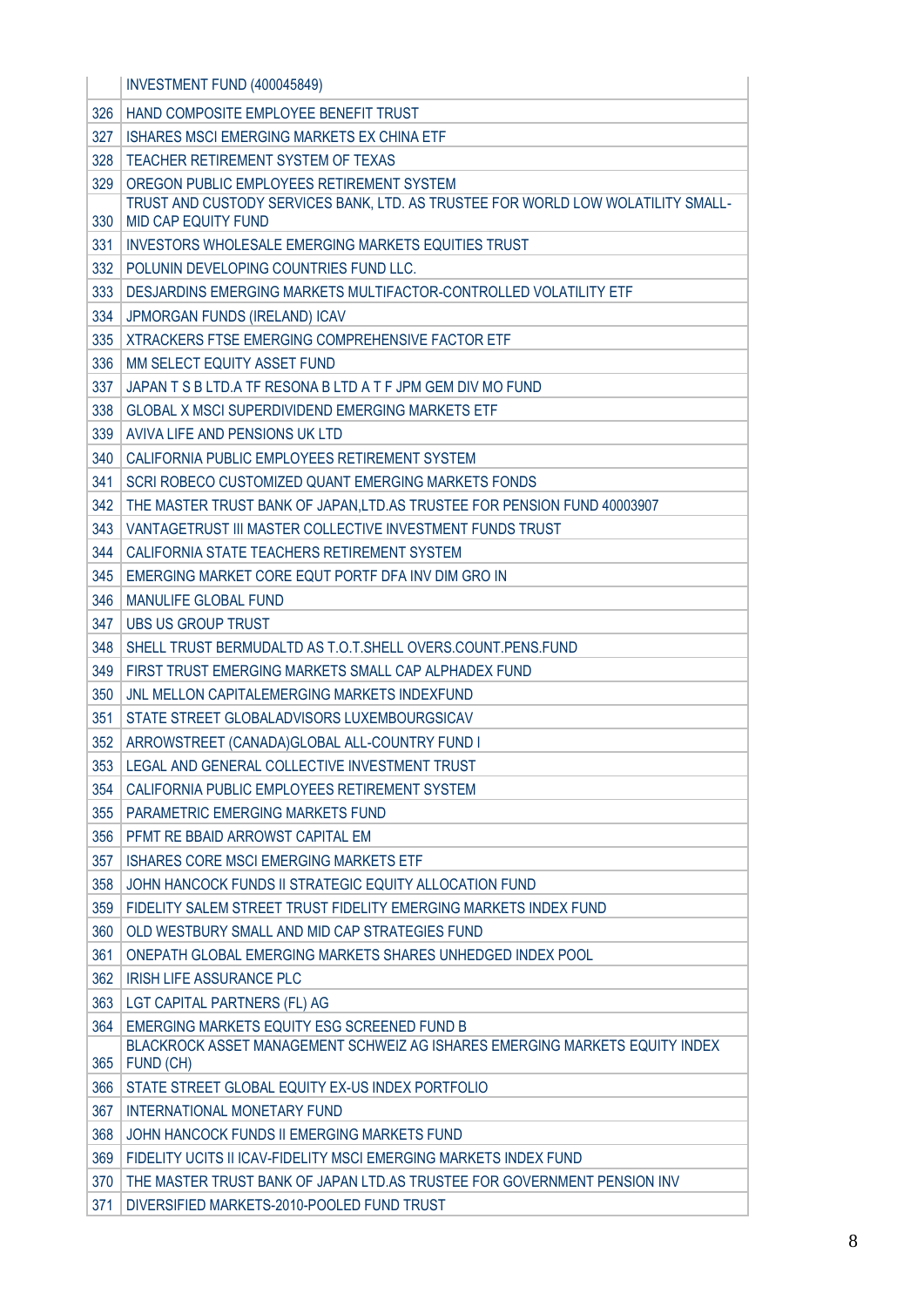| | |
|---|---|
| | INVESTMENT FUND (400045849) |
| 326 | HAND COMPOSITE EMPLOYEE BENEFIT TRUST |
| 327 | ISHARES MSCI EMERGING MARKETS EX CHINA ETF |
| 328 | TEACHER RETIREMENT SYSTEM OF TEXAS |
| 329 | OREGON PUBLIC EMPLOYEES RETIREMENT SYSTEM |
| 330 | TRUST AND CUSTODY SERVICES BANK, LTD. AS TRUSTEE FOR WORLD LOW WOLATILITY SMALL-MID CAP EQUITY FUND |
| 331 | INVESTORS WHOLESALE EMERGING MARKETS EQUITIES TRUST |
| 332 | POLUNIN DEVELOPING COUNTRIES FUND LLC. |
| 333 | DESJARDINS EMERGING MARKETS MULTIFACTOR-CONTROLLED VOLATILITY ETF |
| 334 | JPMORGAN FUNDS (IRELAND) ICAV |
| 335 | XTRACKERS FTSE EMERGING COMPREHENSIVE FACTOR ETF |
| 336 | MM SELECT EQUITY ASSET FUND |
| 337 | JAPAN T S B LTD.A TF RESONA B LTD A T F JPM GEM DIV MO FUND |
| 338 | GLOBAL X MSCI SUPERDIVIDEND EMERGING MARKETS ETF |
| 339 | AVIVA LIFE AND PENSIONS UK LTD |
| 340 | CALIFORNIA PUBLIC EMPLOYEES RETIREMENT SYSTEM |
| 341 | SCRI ROBECO CUSTOMIZED QUANT EMERGING MARKETS FONDS |
| 342 | THE MASTER TRUST BANK OF JAPAN,LTD.AS TRUSTEE FOR PENSION FUND 40003907 |
| 343 | VANTAGETRUST III MASTER COLLECTIVE INVESTMENT FUNDS TRUST |
| 344 | CALIFORNIA STATE TEACHERS RETIREMENT SYSTEM |
| 345 | EMERGING MARKET CORE EQUT PORTF DFA INV DIM GRO IN |
| 346 | MANULIFE GLOBAL FUND |
| 347 | UBS US GROUP TRUST |
| 348 | SHELL TRUST BERMUDALTD AS T.O.T.SHELL OVERS.COUNT.PENS.FUND |
| 349 | FIRST TRUST EMERGING MARKETS SMALL CAP ALPHADEX FUND |
| 350 | JNL MELLON CAPITALEMERGING MARKETS INDEXFUND |
| 351 | STATE STREET GLOBALADVISORS LUXEMBOURGSICAV |
| 352 | ARROWSTREET (CANADA)GLOBAL ALL-COUNTRY FUND I |
| 353 | LEGAL AND GENERAL COLLECTIVE INVESTMENT TRUST |
| 354 | CALIFORNIA PUBLIC EMPLOYEES RETIREMENT SYSTEM |
| 355 | PARAMETRIC EMERGING MARKETS FUND |
| 356 | PFMT RE BBAID ARROWST CAPITAL EM |
| 357 | ISHARES CORE MSCI EMERGING MARKETS ETF |
| 358 | JOHN HANCOCK FUNDS II STRATEGIC EQUITY ALLOCATION FUND |
| 359 | FIDELITY SALEM STREET TRUST FIDELITY EMERGING MARKETS INDEX FUND |
| 360 | OLD WESTBURY SMALL AND MID CAP STRATEGIES FUND |
| 361 | ONEPATH GLOBAL EMERGING MARKETS SHARES UNHEDGED INDEX POOL |
| 362 | IRISH LIFE ASSURANCE PLC |
| 363 | LGT CAPITAL PARTNERS (FL) AG |
| 364 | EMERGING MARKETS EQUITY ESG SCREENED FUND B |
| 365 | BLACKROCK ASSET MANAGEMENT SCHWEIZ AG ISHARES EMERGING MARKETS EQUITY INDEX FUND (CH) |
| 366 | STATE STREET GLOBAL EQUITY EX-US INDEX PORTFOLIO |
| 367 | INTERNATIONAL MONETARY FUND |
| 368 | JOHN HANCOCK FUNDS II EMERGING MARKETS FUND |
| 369 | FIDELITY UCITS II ICAV-FIDELITY MSCI EMERGING MARKETS INDEX FUND |
| 370 | THE MASTER TRUST BANK OF JAPAN LTD.AS TRUSTEE FOR GOVERNMENT PENSION INV |
| 371 | DIVERSIFIED MARKETS-2010-POOLED FUND TRUST |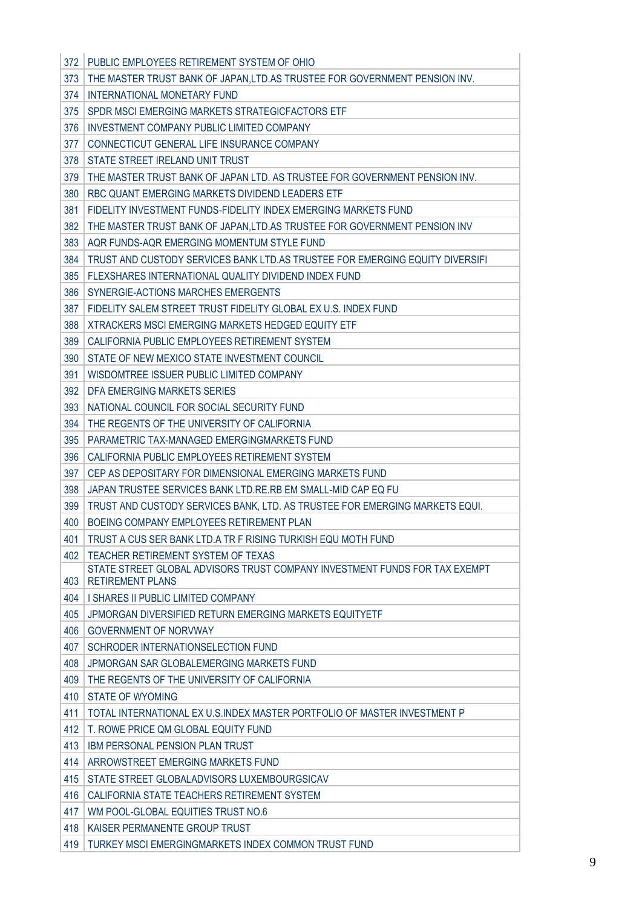| | |
|---|---|
| 372 | PUBLIC EMPLOYEES RETIREMENT SYSTEM OF OHIO |
| 373 | THE MASTER TRUST BANK OF JAPAN,LTD.AS TRUSTEE FOR GOVERNMENT PENSION INV. |
| 374 | INTERNATIONAL MONETARY FUND |
| 375 | SPDR MSCI EMERGING MARKETS STRATEGICFACTORS ETF |
| 376 | INVESTMENT COMPANY PUBLIC LIMITED COMPANY |
| 377 | CONNECTICUT GENERAL LIFE INSURANCE COMPANY |
| 378 | STATE STREET IRELAND UNIT TRUST |
| 379 | THE MASTER TRUST BANK OF JAPAN LTD. AS TRUSTEE FOR GOVERNMENT PENSION INV. |
| 380 | RBC QUANT EMERGING MARKETS DIVIDEND LEADERS ETF |
| 381 | FIDELITY INVESTMENT FUNDS-FIDELITY INDEX EMERGING MARKETS FUND |
| 382 | THE MASTER TRUST BANK OF JAPAN,LTD.AS TRUSTEE FOR GOVERNMENT PENSION INV |
| 383 | AQR FUNDS-AQR EMERGING MOMENTUM STYLE FUND |
| 384 | TRUST AND CUSTODY SERVICES BANK LTD.AS TRUSTEE FOR EMERGING EQUITY DIVERSIFI |
| 385 | FLEXSHARES INTERNATIONAL QUALITY DIVIDEND INDEX FUND |
| 386 | SYNERGIE-ACTIONS MARCHES EMERGENTS |
| 387 | FIDELITY SALEM STREET TRUST FIDELITY GLOBAL EX U.S. INDEX FUND |
| 388 | XTRACKERS MSCI EMERGING MARKETS HEDGED EQUITY ETF |
| 389 | CALIFORNIA PUBLIC EMPLOYEES RETIREMENT SYSTEM |
| 390 | STATE OF NEW MEXICO STATE INVESTMENT COUNCIL |
| 391 | WISDOMTREE ISSUER PUBLIC LIMITED COMPANY |
| 392 | DFA EMERGING MARKETS SERIES |
| 393 | NATIONAL COUNCIL FOR SOCIAL SECURITY FUND |
| 394 | THE REGENTS OF THE UNIVERSITY OF CALIFORNIA |
| 395 | PARAMETRIC TAX-MANAGED EMERGINGMARKETS FUND |
| 396 | CALIFORNIA PUBLIC EMPLOYEES RETIREMENT SYSTEM |
| 397 | CEP AS DEPOSITARY FOR DIMENSIONAL EMERGING MARKETS FUND |
| 398 | JAPAN TRUSTEE SERVICES BANK LTD.RE.RB EM SMALL-MID CAP EQ FU |
| 399 | TRUST AND CUSTODY SERVICES BANK, LTD. AS TRUSTEE FOR EMERGING MARKETS EQUI. |
| 400 | BOEING COMPANY EMPLOYEES RETIREMENT PLAN |
| 401 | TRUST A CUS SER BANK LTD.A TR F RISING TURKISH EQU MOTH FUND |
| 402 | TEACHER RETIREMENT SYSTEM OF TEXAS |
| 403 | STATE STREET GLOBAL ADVISORS TRUST COMPANY INVESTMENT FUNDS FOR TAX EXEMPT RETIREMENT PLANS |
| 404 | I SHARES II PUBLIC LIMITED COMPANY |
| 405 | JPMORGAN DIVERSIFIED RETURN EMERGING MARKETS EQUITYETF |
| 406 | GOVERNMENT OF NORVWAY |
| 407 | SCHRODER INTERNATIONSELECTION FUND |
| 408 | JPMORGAN SAR GLOBALEMERGING MARKETS FUND |
| 409 | THE REGENTS OF THE UNIVERSITY OF CALIFORNIA |
| 410 | STATE OF WYOMING |
| 411 | TOTAL INTERNATIONAL EX U.S.INDEX MASTER PORTFOLIO OF MASTER INVESTMENT P |
| 412 | T. ROWE PRICE QM GLOBAL EQUITY FUND |
| 413 | IBM PERSONAL PENSION PLAN TRUST |
| 414 | ARROWSTREET EMERGING MARKETS FUND |
| 415 | STATE STREET GLOBALADVISORS LUXEMBOURGSICAV |
| 416 | CALIFORNIA STATE TEACHERS RETIREMENT SYSTEM |
| 417 | WM POOL-GLOBAL EQUITIES TRUST NO.6 |
| 418 | KAISER PERMANENTE GROUP TRUST |
| 419 | TURKEY MSCI EMERGINGMARKETS INDEX COMMON TRUST FUND |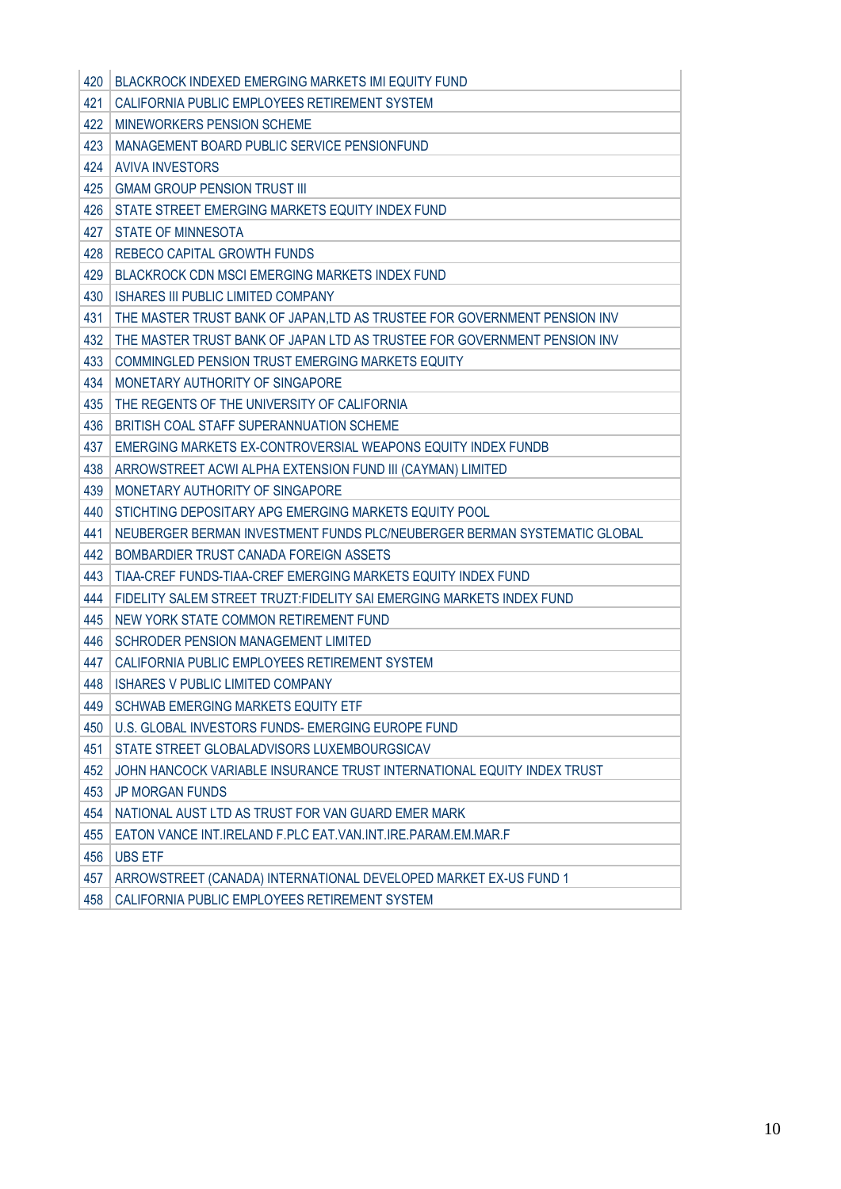| | |
|---|---|
| 420 | BLACKROCK INDEXED EMERGING MARKETS IMI EQUITY FUND |
| 421 | CALIFORNIA PUBLIC EMPLOYEES RETIREMENT SYSTEM |
| 422 | MINEWORKERS PENSION SCHEME |
| 423 | MANAGEMENT BOARD PUBLIC SERVICE PENSIONFUND |
| 424 | AVIVA INVESTORS |
| 425 | GMAM GROUP PENSION TRUST III |
| 426 | STATE STREET EMERGING MARKETS EQUITY INDEX FUND |
| 427 | STATE OF MINNESOTA |
| 428 | REBECO CAPITAL GROWTH FUNDS |
| 429 | BLACKROCK CDN MSCI EMERGING MARKETS INDEX FUND |
| 430 | ISHARES III PUBLIC LIMITED COMPANY |
| 431 | THE MASTER TRUST BANK OF JAPAN,LTD AS TRUSTEE FOR GOVERNMENT PENSION INV |
| 432 | THE MASTER TRUST BANK OF JAPAN LTD AS TRUSTEE FOR GOVERNMENT PENSION INV |
| 433 | COMMINGLED PENSION TRUST EMERGING MARKETS EQUITY |
| 434 | MONETARY AUTHORITY OF SINGAPORE |
| 435 | THE REGENTS OF THE UNIVERSITY OF CALIFORNIA |
| 436 | BRITISH COAL STAFF SUPERANNUATION SCHEME |
| 437 | EMERGING MARKETS EX-CONTROVERSIAL WEAPONS EQUITY INDEX FUNDB |
| 438 | ARROWSTREET ACWI ALPHA EXTENSION FUND III (CAYMAN) LIMITED |
| 439 | MONETARY AUTHORITY OF SINGAPORE |
| 440 | STICHTING DEPOSITARY APG EMERGING MARKETS EQUITY POOL |
| 441 | NEUBERGER BERMAN INVESTMENT FUNDS PLC/NEUBERGER BERMAN SYSTEMATIC GLOBAL |
| 442 | BOMBARDIER TRUST CANADA FOREIGN ASSETS |
| 443 | TIAA-CREF FUNDS-TIAA-CREF EMERGING MARKETS EQUITY INDEX FUND |
| 444 | FIDELITY SALEM STREET TRUZT:FIDELITY SAI EMERGING MARKETS INDEX FUND |
| 445 | NEW YORK STATE COMMON RETIREMENT FUND |
| 446 | SCHRODER PENSION MANAGEMENT LIMITED |
| 447 | CALIFORNIA PUBLIC EMPLOYEES RETIREMENT SYSTEM |
| 448 | ISHARES V PUBLIC LIMITED COMPANY |
| 449 | SCHWAB EMERGING MARKETS EQUITY ETF |
| 450 | U.S. GLOBAL INVESTORS FUNDS- EMERGING EUROPE FUND |
| 451 | STATE STREET GLOBALADVISORS LUXEMBOURGSICAV |
| 452 | JOHN HANCOCK VARIABLE INSURANCE TRUST INTERNATIONAL EQUITY INDEX TRUST |
| 453 | JP MORGAN FUNDS |
| 454 | NATIONAL AUST LTD AS TRUST FOR VAN GUARD EMER MARK |
| 455 | EATON VANCE INT.IRELAND F.PLC EAT.VAN.INT.IRE.PARAM.EM.MAR.F |
| 456 | UBS ETF |
| 457 | ARROWSTREET (CANADA) INTERNATIONAL DEVELOPED MARKET EX-US FUND 1 |
| 458 | CALIFORNIA PUBLIC EMPLOYEES RETIREMENT SYSTEM |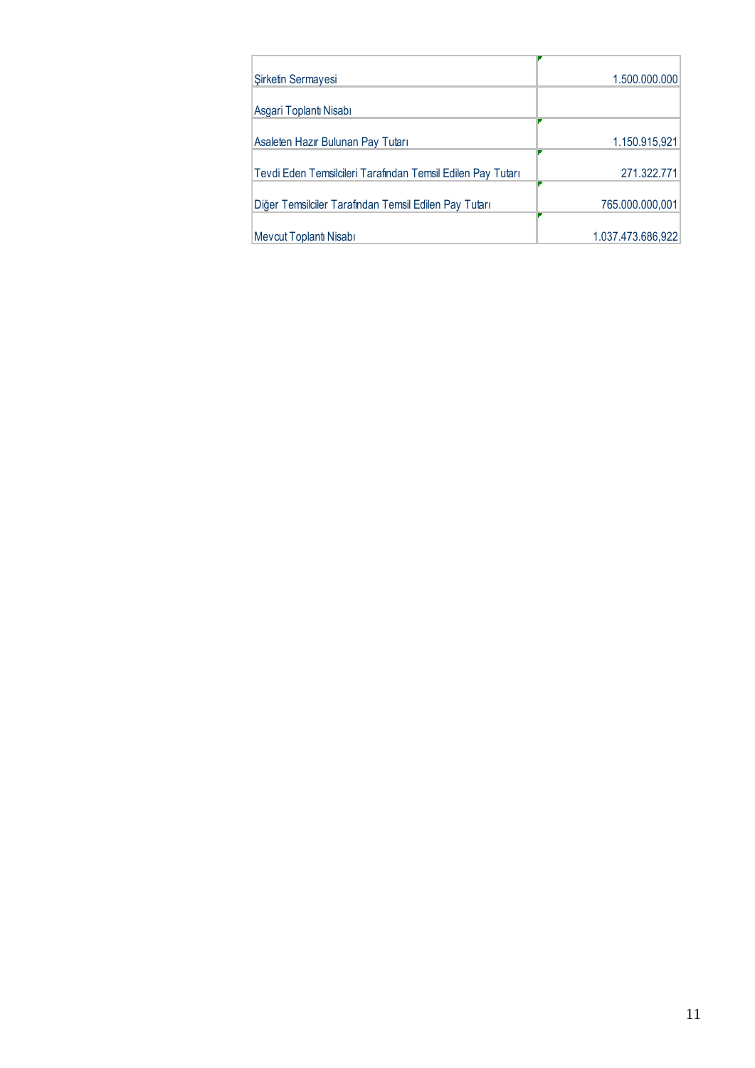| | |
|---|---|
| Şirketin Sermayesi | 1.500.000.000 |
| Asgari Toplantı Nisabı | |
| Asaleten Hazır Bulunan Pay Tutarı | 1.150.915,921 |
| Tevdi Eden Temsilcileri Tarafından Temsil Edilen Pay Tutarı | 271.322.771 |
| Diğer Temsilciler Tarafından Temsil Edilen Pay Tutarı | 765.000.000,001 |
| Mevcut Toplantı Nisabı | 1.037.473.686,922 |